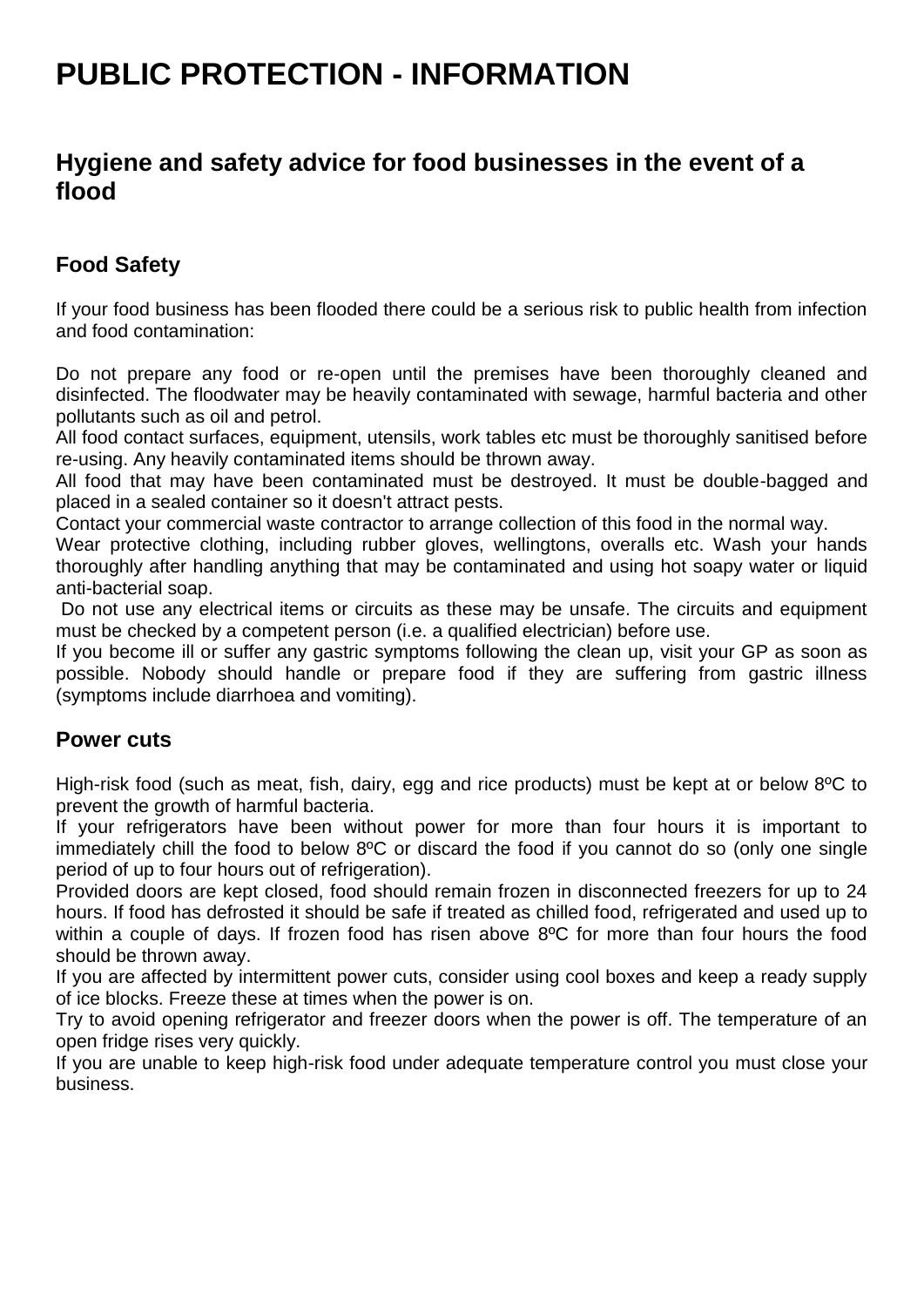# PUBLIC PROTECTION - INFORMATION

## Hygiene and safety advice for food businesses in the event of a flood

### Food Safety

If your food business has been flooded there could be a serious risk to public health from infection and food contamination:

Do not prepare any food or re-open until the premises have been thoroughly cleaned and disinfected. The floodwater may be heavily contaminated with sewage, harmful bacteria and other pollutants such as oil and petrol.
All food contact surfaces, equipment, utensils, work tables etc must be thoroughly sanitised before re-using. Any heavily contaminated items should be thrown away.
All food that may have been contaminated must be destroyed. It must be double-bagged and placed in a sealed container so it doesn't attract pests.
Contact your commercial waste contractor to arrange collection of this food in the normal way.
Wear protective clothing, including rubber gloves, wellingtons, overalls etc. Wash your hands thoroughly after handling anything that may be contaminated and using hot soapy water or liquid anti-bacterial soap.
Do not use any electrical items or circuits as these may be unsafe. The circuits and equipment must be checked by a competent person (i.e. a qualified electrician) before use.
If you become ill or suffer any gastric symptoms following the clean up, visit your GP as soon as possible. Nobody should handle or prepare food if they are suffering from gastric illness (symptoms include diarrhoea and vomiting).

### Power cuts

High-risk food (such as meat, fish, dairy, egg and rice products) must be kept at or below 8ºC to prevent the growth of harmful bacteria.
If your refrigerators have been without power for more than four hours it is important to immediately chill the food to below 8ºC or discard the food if you cannot do so (only one single period of up to four hours out of refrigeration).
Provided doors are kept closed, food should remain frozen in disconnected freezers for up to 24 hours. If food has defrosted it should be safe if treated as chilled food, refrigerated and used up to within a couple of days. If frozen food has risen above 8ºC for more than four hours the food should be thrown away.
If you are affected by intermittent power cuts, consider using cool boxes and keep a ready supply of ice blocks. Freeze these at times when the power is on.
Try to avoid opening refrigerator and freezer doors when the power is off. The temperature of an open fridge rises very quickly.
If you are unable to keep high-risk food under adequate temperature control you must close your business.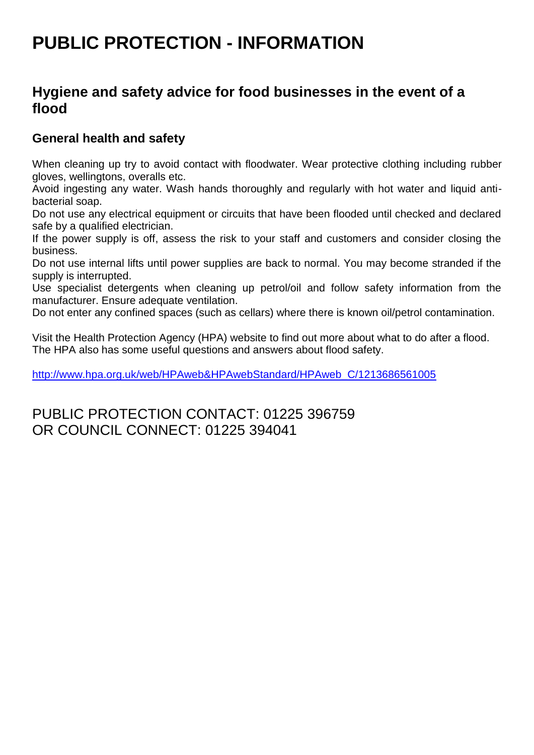# PUBLIC PROTECTION - INFORMATION

## Hygiene and safety advice for food businesses in the event of a flood

### General health and safety

When cleaning up try to avoid contact with floodwater. Wear protective clothing including rubber gloves, wellingtons, overalls etc.
Avoid ingesting any water. Wash hands thoroughly and regularly with hot water and liquid anti-bacterial soap.
Do not use any electrical equipment or circuits that have been flooded until checked and declared safe by a qualified electrician.
If the power supply is off, assess the risk to your staff and customers and consider closing the business.
Do not use internal lifts until power supplies are back to normal. You may become stranded if the supply is interrupted.
Use specialist detergents when cleaning up petrol/oil and follow safety information from the manufacturer. Ensure adequate ventilation.
Do not enter any confined spaces (such as cellars) where there is known oil/petrol contamination.

Visit the Health Protection Agency (HPA) website to find out more about what to do after a flood.
The HPA also has some useful questions and answers about flood safety.

http://www.hpa.org.uk/web/HPAweb&HPAwebStandard/HPAweb_C/1213686561005

PUBLIC PROTECTION CONTACT: 01225 396759
OR COUNCIL CONNECT: 01225 394041